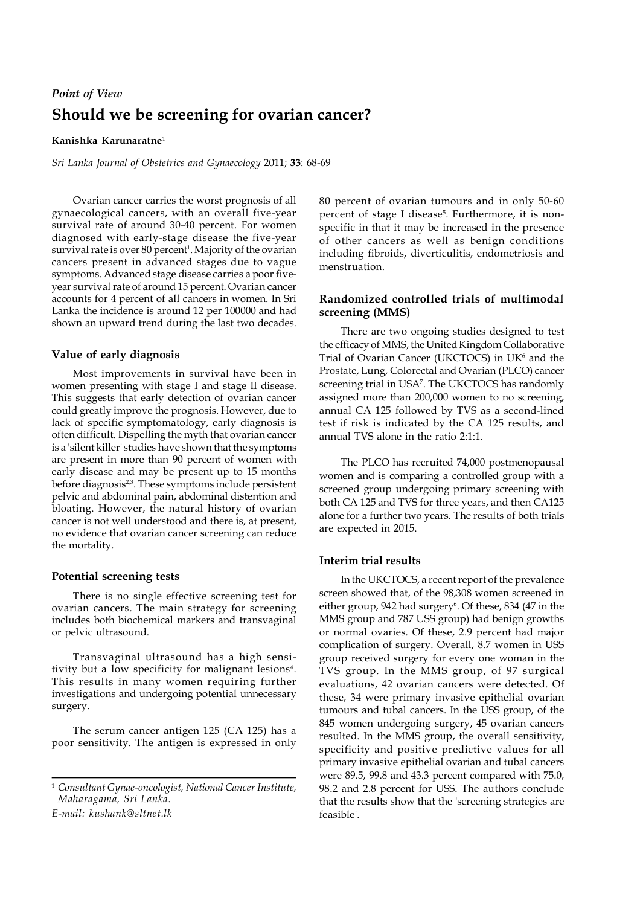*Point of View*

# Should we be screening for ovarian cancer?

**Kanishka Karunaratne**[1]

*Sri Lanka Journal of Obstetrics and Gynaecology* 2011; **33**: 68-69

Ovarian cancer carries the worst prognosis of all gynaecological cancers, with an overall five-year survival rate of around 30-40 percent. For women diagnosed with early-stage disease the five-year survival rate is over 80 percent[1]. Majority of the ovarian cancers present in advanced stages due to vague symptoms. Advanced stage disease carries a poor five-year survival rate of around 15 percent. Ovarian cancer accounts for 4 percent of all cancers in women. In Sri Lanka the incidence is around 12 per 100000 and had shown an upward trend during the last two decades.

## Value of early diagnosis

Most improvements in survival have been in women presenting with stage I and stage II disease. This suggests that early detection of ovarian cancer could greatly improve the prognosis. However, due to lack of specific symptomatology, early diagnosis is often difficult. Dispelling the myth that ovarian cancer is a 'silent killer' studies have shown that the symptoms are present in more than 90 percent of women with early disease and may be present up to 15 months before diagnosis[2,3]. These symptoms include persistent pelvic and abdominal pain, abdominal distention and bloating. However, the natural history of ovarian cancer is not well understood and there is, at present, no evidence that ovarian cancer screening can reduce the mortality.

## Potential screening tests

There is no single effective screening test for ovarian cancers. The main strategy for screening includes both biochemical markers and transvaginal or pelvic ultrasound.

Transvaginal ultrasound has a high sensitivity but a low specificity for malignant lesions[4]. This results in many women requiring further investigations and undergoing potential unnecessary surgery.

The serum cancer antigen 125 (CA 125) has a poor sensitivity. The antigen is expressed in only 80 percent of ovarian tumours and in only 50-60 percent of stage I disease[5]. Furthermore, it is non-specific in that it may be increased in the presence of other cancers as well as benign conditions including fibroids, diverticulitis, endometriosis and menstruation.

## Randomized controlled trials of multimodal screening (MMS)

There are two ongoing studies designed to test the efficacy of MMS, the United Kingdom Collaborative Trial of Ovarian Cancer (UKCTOCS) in UK[6] and the Prostate, Lung, Colorectal and Ovarian (PLCO) cancer screening trial in USA[7]. The UKCTOCS has randomly assigned more than 200,000 women to no screening, annual CA 125 followed by TVS as a second-lined test if risk is indicated by the CA 125 results, and annual TVS alone in the ratio 2:1:1.

The PLCO has recruited 74,000 postmenopausal women and is comparing a controlled group with a screened group undergoing primary screening with both CA 125 and TVS for three years, and then CA125 alone for a further two years. The results of both trials are expected in 2015.

## Interim trial results

In the UKCTOCS, a recent report of the prevalence screen showed that, of the 98,308 women screened in either group, 942 had surgery[6]. Of these, 834 (47 in the MMS group and 787 USS group) had benign growths or normal ovaries. Of these, 2.9 percent had major complication of surgery. Overall, 8.7 women in USS group received surgery for every one woman in the TVS group. In the MMS group, of 97 surgical evaluations, 42 ovarian cancers were detected. Of these, 34 were primary invasive epithelial ovarian tumours and tubal cancers. In the USS group, of the 845 women undergoing surgery, 45 ovarian cancers resulted. In the MMS group, the overall sensitivity, specificity and positive predictive values for all primary invasive epithelial ovarian and tubal cancers were 89.5, 99.8 and 43.3 percent compared with 75.0, 98.2 and 2.8 percent for USS. The authors conclude that the results show that the 'screening strategies are feasible'.

---

[1] *Consultant Gynae-oncologist, National Cancer Institute, Maharagama, Sri Lanka.*

*E-mail: kushank@sltnet.lk*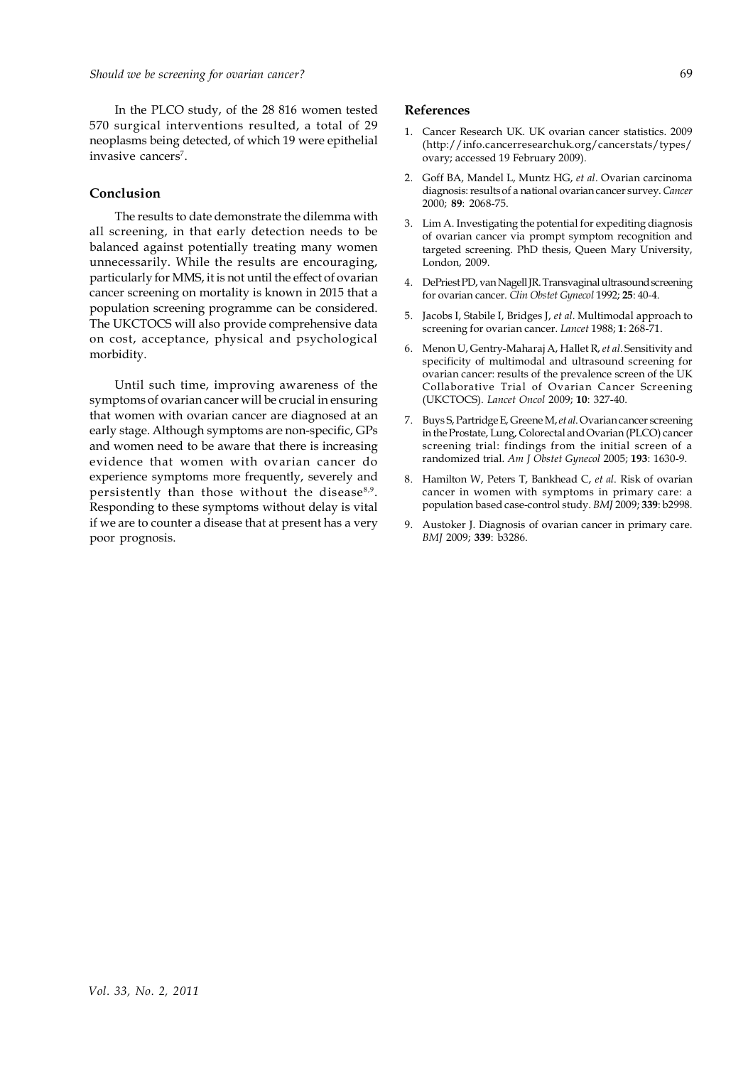In the PLCO study, of the 28 816 women tested 570 surgical interventions resulted, a total of 29 neoplasms being detected, of which 19 were epithelial invasive cancers[7].

## Conclusion

The results to date demonstrate the dilemma with all screening, in that early detection needs to be balanced against potentially treating many women unnecessarily. While the results are encouraging, particularly for MMS, it is not until the effect of ovarian cancer screening on mortality is known in 2015 that a population screening programme can be considered. The UKCTOCS will also provide comprehensive data on cost, acceptance, physical and psychological morbidity.

Until such time, improving awareness of the symptoms of ovarian cancer will be crucial in ensuring that women with ovarian cancer are diagnosed at an early stage. Although symptoms are non-specific, GPs and women need to be aware that there is increasing evidence that women with ovarian cancer do experience symptoms more frequently, severely and persistently than those without the disease[8,9]. Responding to these symptoms without delay is vital if we are to counter a disease that at present has a very poor prognosis.

## References

1. Cancer Research UK. UK ovarian cancer statistics. 2009 (http://info.cancerresearchuk.org/cancerstats/types/ovary; accessed 19 February 2009).
2. Goff BA, Mandel L, Muntz HG, *et al*. Ovarian carcinoma diagnosis: results of a national ovarian cancer survey. *Cancer* 2000; **89**: 2068-75.
3. Lim A. Investigating the potential for expediting diagnosis of ovarian cancer via prompt symptom recognition and targeted screening. PhD thesis, Queen Mary University, London, 2009.
4. DePriest PD, van Nagell JR. Transvaginal ultrasound screening for ovarian cancer. *Clin Obstet Gynecol* 1992; **25**: 40-4.
5. Jacobs I, Stabile I, Bridges J, *et al*. Multimodal approach to screening for ovarian cancer. *Lancet* 1988; **1**: 268-71.
6. Menon U, Gentry-Maharaj A, Hallet R, *et al*. Sensitivity and specificity of multimodal and ultrasound screening for ovarian cancer: results of the prevalence screen of the UK Collaborative Trial of Ovarian Cancer Screening (UKCTOCS). *Lancet Oncol* 2009; **10**: 327-40.
7. Buys S, Partridge E, Greene M, *et al*. Ovarian cancer screening in the Prostate, Lung, Colorectal and Ovarian (PLCO) cancer screening trial: findings from the initial screen of a randomized trial. *Am J Obstet Gynecol* 2005; **193**: 1630-9.
8. Hamilton W, Peters T, Bankhead C, *et al*. Risk of ovarian cancer in women with symptoms in primary care: a population based case-control study. *BMJ* 2009; **339**: b2998.
9. Austoker J. Diagnosis of ovarian cancer in primary care. *BMJ* 2009; **339**: b3286.